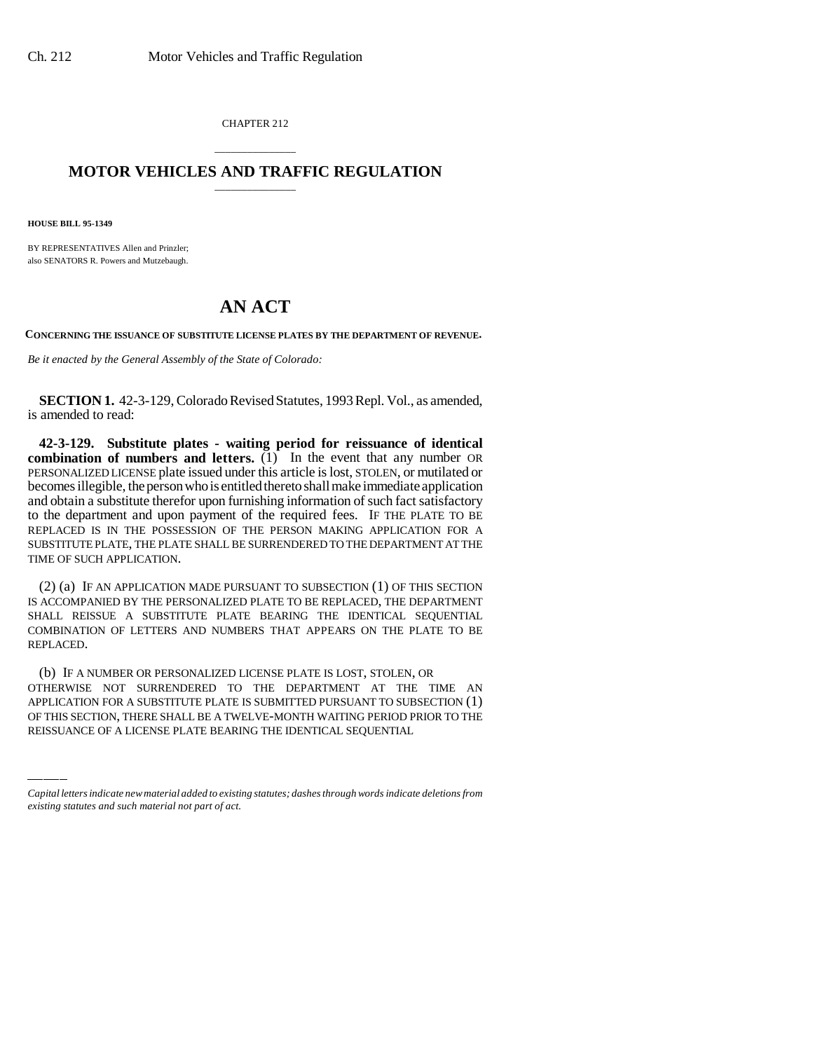CHAPTER 212

# MOTOR VEHICLES AND TRAFFIC REGULATION

**HOUSE BILL 95-1349**

BY REPRESENTATIVES Allen and Prinzler;
also SENATORS R. Powers and Mutzebaugh.

# AN ACT

**CONCERNING THE ISSUANCE OF SUBSTITUTE LICENSE PLATES BY THE DEPARTMENT OF REVENUE.**

*Be it enacted by the General Assembly of the State of Colorado:*

**SECTION 1.** 42-3-129, Colorado Revised Statutes, 1993 Repl. Vol., as amended, is amended to read:

**42-3-129. Substitute plates - waiting period for reissuance of identical combination of numbers and letters.** (1) In the event that any number OR PERSONALIZED LICENSE plate issued under this article is lost, STOLEN, or mutilated or becomes illegible, the person who is entitled thereto shall make immediate application and obtain a substitute therefor upon furnishing information of such fact satisfactory to the department and upon payment of the required fees. IF THE PLATE TO BE REPLACED IS IN THE POSSESSION OF THE PERSON MAKING APPLICATION FOR A SUBSTITUTE PLATE, THE PLATE SHALL BE SURRENDERED TO THE DEPARTMENT AT THE TIME OF SUCH APPLICATION.

(2) (a) IF AN APPLICATION MADE PURSUANT TO SUBSECTION (1) OF THIS SECTION IS ACCOMPANIED BY THE PERSONALIZED PLATE TO BE REPLACED, THE DEPARTMENT SHALL REISSUE A SUBSTITUTE PLATE BEARING THE IDENTICAL SEQUENTIAL COMBINATION OF LETTERS AND NUMBERS THAT APPEARS ON THE PLATE TO BE REPLACED.

(b) IF A NUMBER OR PERSONALIZED LICENSE PLATE IS LOST, STOLEN, OR OTHERWISE NOT SURRENDERED TO THE DEPARTMENT AT THE TIME AN APPLICATION FOR A SUBSTITUTE PLATE IS SUBMITTED PURSUANT TO SUBSECTION (1) OF THIS SECTION, THERE SHALL BE A TWELVE-MONTH WAITING PERIOD PRIOR TO THE REISSUANCE OF A LICENSE PLATE BEARING THE IDENTICAL SEQUENTIAL

*Capital letters indicate new material added to existing statutes; dashes through words indicate deletions from existing statutes and such material not part of act.*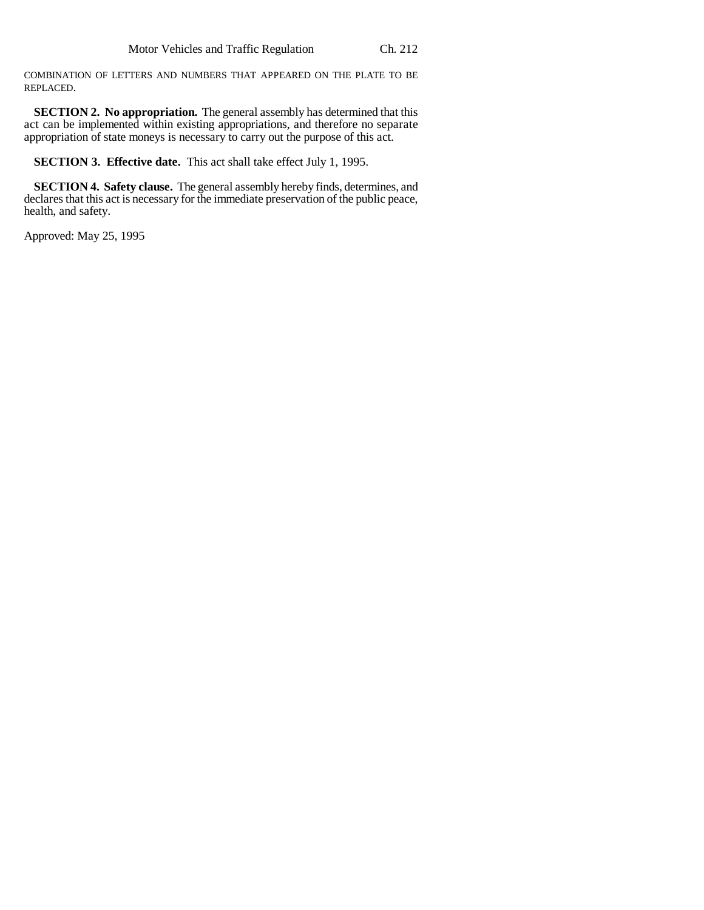COMBINATION OF LETTERS AND NUMBERS THAT APPEARED ON THE PLATE TO BE REPLACED.

**SECTION 2. No appropriation.** The general assembly has determined that this act can be implemented within existing appropriations, and therefore no separate appropriation of state moneys is necessary to carry out the purpose of this act.

**SECTION 3. Effective date.** This act shall take effect July 1, 1995.

**SECTION 4. Safety clause.** The general assembly hereby finds, determines, and declares that this act is necessary for the immediate preservation of the public peace, health, and safety.

Approved: May 25, 1995